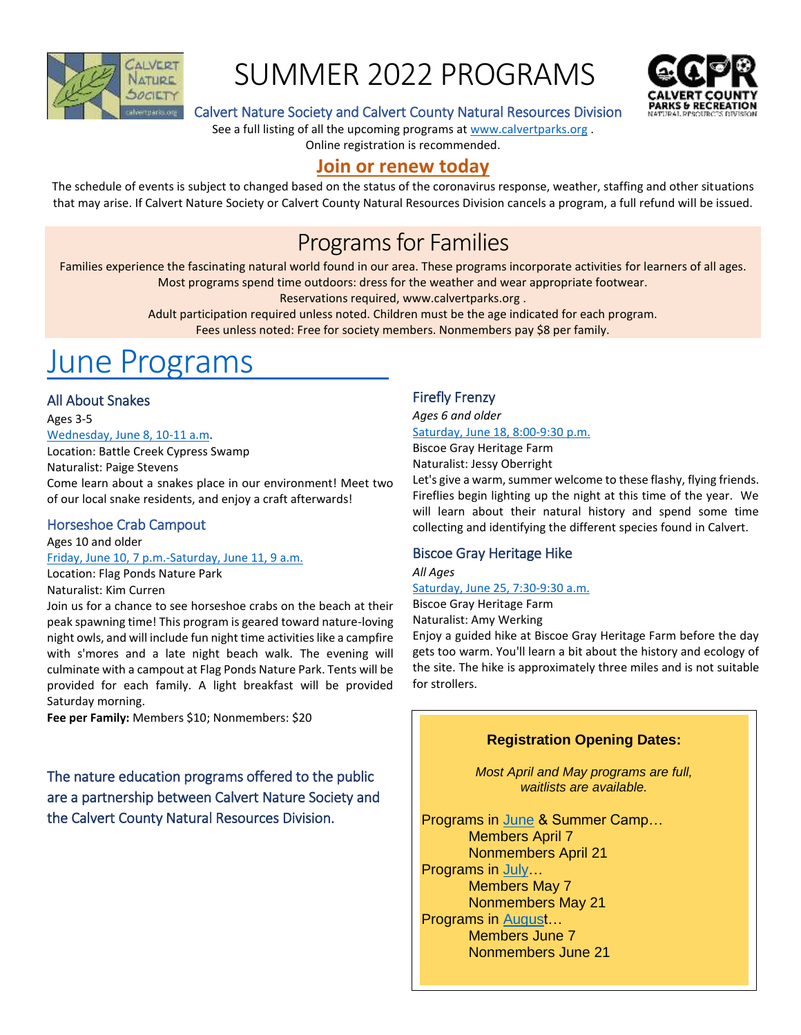# SUMMER 2022 PROGRAMS

Calvert Nature Society and Calvert County Natural Resources Division

See a full listing of all the upcoming programs at www.calvertparks.org .
Online registration is recommended.

**Join or renew today**

The schedule of events is subject to changed based on the status of the coronavirus response, weather, staffing and other situations that may arise. If Calvert Nature Society or Calvert County Natural Resources Division cancels a program, a full refund will be issued.

## Programs for Families

Families experience the fascinating natural world found in our area. These programs incorporate activities for learners of all ages.
Most programs spend time outdoors: dress for the weather and wear appropriate footwear.
Reservations required, www.calvertparks.org .
Adult participation required unless noted. Children must be the age indicated for each program.
Fees unless noted: Free for society members. Nonmembers pay $8 per family.

# June Programs

### All About Snakes

Ages 3-5
Wednesday, June 8, 10-11 a.m.
Location: Battle Creek Cypress Swamp
Naturalist: Paige Stevens
Come learn about a snakes place in our environment! Meet two of our local snake residents, and enjoy a craft afterwards!

### Horseshoe Crab Campout

Ages 10 and older
Friday, June 10, 7 p.m.-Saturday, June 11, 9 a.m.
Location: Flag Ponds Nature Park
Naturalist: Kim Curren
Join us for a chance to see horseshoe crabs on the beach at their peak spawning time! This program is geared toward nature-loving night owls, and will include fun night time activities like a campfire with s'mores and a late night beach walk. The evening will culminate with a campout at Flag Ponds Nature Park. Tents will be provided for each family. A light breakfast will be provided Saturday morning.
**Fee per Family:** Members $10; Nonmembers: $20

The nature education programs offered to the public are a partnership between Calvert Nature Society and the Calvert County Natural Resources Division.

### Firefly Frenzy

*Ages 6 and older*
Saturday, June 18, 8:00-9:30 p.m.
Biscoe Gray Heritage Farm
Naturalist: Jessy Oberright
Let's give a warm, summer welcome to these flashy, flying friends. Fireflies begin lighting up the night at this time of the year. We will learn about their natural history and spend some time collecting and identifying the different species found in Calvert.

### Biscoe Gray Heritage Hike

*All Ages*
Saturday, June 25, 7:30-9:30 a.m.
Biscoe Gray Heritage Farm
Naturalist: Amy Werking
Enjoy a guided hike at Biscoe Gray Heritage Farm before the day gets too warm. You'll learn a bit about the history and ecology of the site. The hike is approximately three miles and is not suitable for strollers.

**Registration Opening Dates:**

*Most April and May programs are full, waitlists are available.*

Programs in June & Summer Camp…
- Members April 7
- Nonmembers April 21

Programs in July…
- Members May 7
- Nonmembers May 21

Programs in August…
- Members June 7
- Nonmembers June 21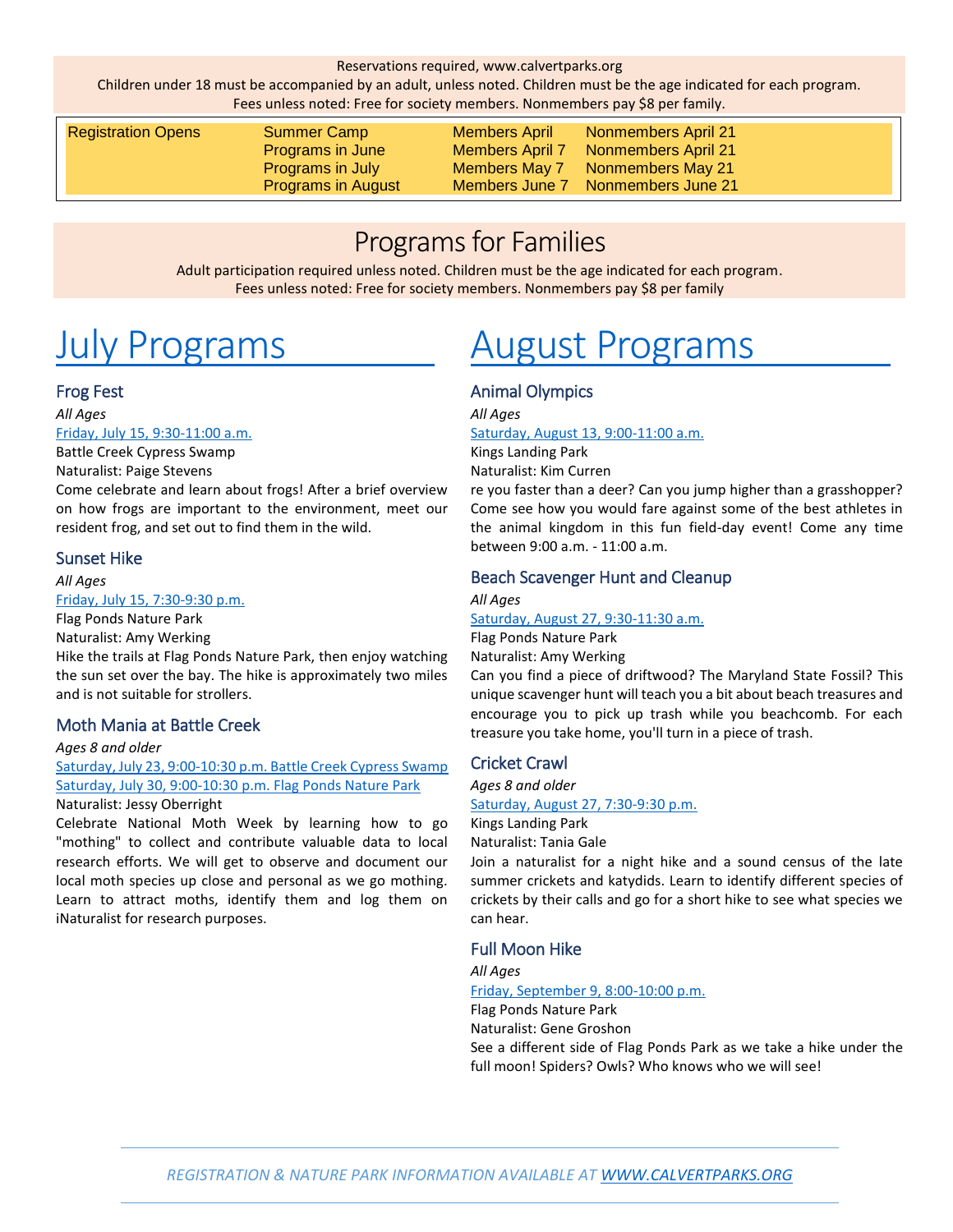Reservations required, www.calvertparks.org

Children under 18 must be accompanied by an adult, unless noted. Children must be the age indicated for each program.

Fees unless noted: Free for society members. Nonmembers pay $8 per family.

| Registration Opens | Summer Camp | Members April | Nonmembers April 21 |
|---|---|---|---|
| | Programs in June | Members April 7 | Nonmembers April 21 |
| | Programs in July | Members May 7 | Nonmembers May 21 |
| | Programs in August | Members June 7 | Nonmembers June 21 |

## Programs for Families

Adult participation required unless noted. Children must be the age indicated for each program.

Fees unless noted: Free for society members. Nonmembers pay $8 per family

# July Programs

### Frog Fest

*All Ages*

Friday, July 15, 9:30-11:00 a.m.

Battle Creek Cypress Swamp

Naturalist: Paige Stevens

Come celebrate and learn about frogs! After a brief overview on how frogs are important to the environment, meet our resident frog, and set out to find them in the wild.

### Sunset Hike

*All Ages*

Friday, July 15, 7:30-9:30 p.m.

Flag Ponds Nature Park

Naturalist: Amy Werking

Hike the trails at Flag Ponds Nature Park, then enjoy watching the sun set over the bay. The hike is approximately two miles and is not suitable for strollers.

### Moth Mania at Battle Creek

*Ages 8 and older*

Saturday, July 23, 9:00-10:30 p.m. Battle Creek Cypress Swamp

Saturday, July 30, 9:00-10:30 p.m. Flag Ponds Nature Park

Naturalist: Jessy Oberright

Celebrate National Moth Week by learning how to go "mothing" to collect and contribute valuable data to local research efforts. We will get to observe and document our local moth species up close and personal as we go mothing. Learn to attract moths, identify them and log them on iNaturalist for research purposes.

# August Programs

### Animal Olympics

*All Ages*

Saturday, August 13, 9:00-11:00 a.m.

Kings Landing Park

Naturalist: Kim Curren

re you faster than a deer? Can you jump higher than a grasshopper? Come see how you would fare against some of the best athletes in the animal kingdom in this fun field-day event! Come any time between 9:00 a.m. - 11:00 a.m.

### Beach Scavenger Hunt and Cleanup

*All Ages*

Saturday, August 27, 9:30-11:30 a.m.

Flag Ponds Nature Park

Naturalist: Amy Werking

Can you find a piece of driftwood? The Maryland State Fossil? This unique scavenger hunt will teach you a bit about beach treasures and encourage you to pick up trash while you beachcomb. For each treasure you take home, you'll turn in a piece of trash.

### Cricket Crawl

*Ages 8 and older*

Saturday, August 27, 7:30-9:30 p.m.

Kings Landing Park

Naturalist: Tania Gale

Join a naturalist for a night hike and a sound census of the late summer crickets and katydids. Learn to identify different species of crickets by their calls and go for a short hike to see what species we can hear.

### Full Moon Hike

*All Ages*

Friday, September 9, 8:00-10:00 p.m.

Flag Ponds Nature Park

Naturalist: Gene Groshon

See a different side of Flag Ponds Park as we take a hike under the full moon! Spiders? Owls? Who knows who we will see!

*REGISTRATION & NATURE PARK INFORMATION AVAILABLE AT WWW.CALVERTPARKS.ORG*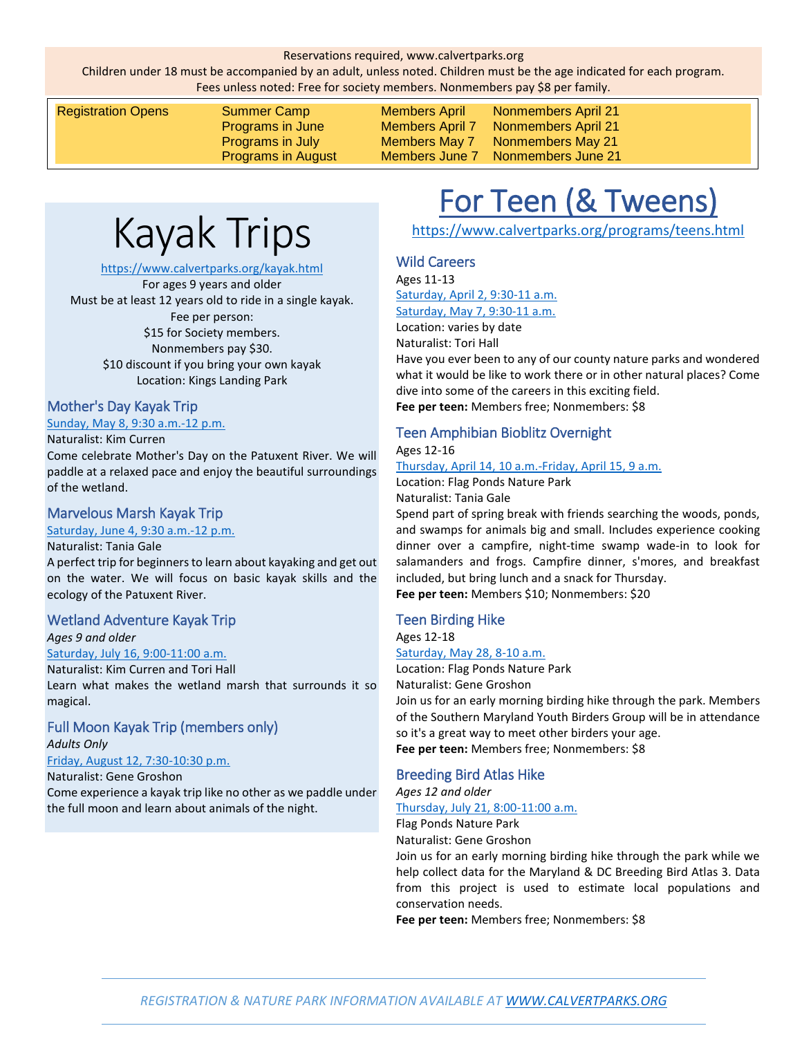Reservations required, www.calvertparks.org

Children under 18 must be accompanied by an adult, unless noted. Children must be the age indicated for each program.

Fees unless noted: Free for society members. Nonmembers pay $8 per family.

| Registration Opens | Summer Camp | Members April | Nonmembers April 21 |
|---|---|---|---|
| | Programs in June | Members April 7 | Nonmembers April 21 |
| | Programs in July | Members May 7 | Nonmembers May 21 |
| | Programs in August | Members June 7 | Nonmembers June 21 |

# Kayak Trips

https://www.calvertparks.org/kayak.html

For ages 9 years and older

Must be at least 12 years old to ride in a single kayak.

Fee per person:

$15 for Society members.

Nonmembers pay $30.

$10 discount if you bring your own kayak

Location: Kings Landing Park

### Mother's Day Kayak Trip

Sunday, May 8, 9:30 a.m.-12 p.m.

Naturalist: Kim Curren

Come celebrate Mother's Day on the Patuxent River. We will paddle at a relaxed pace and enjoy the beautiful surroundings of the wetland.

### Marvelous Marsh Kayak Trip

Saturday, June 4, 9:30 a.m.-12 p.m.

Naturalist: Tania Gale

A perfect trip for beginners to learn about kayaking and get out on the water. We will focus on basic kayak skills and the ecology of the Patuxent River.

### Wetland Adventure Kayak Trip

*Ages 9 and older*

Saturday, July 16, 9:00-11:00 a.m.

Naturalist: Kim Curren and Tori Hall

Learn what makes the wetland marsh that surrounds it so magical.

### Full Moon Kayak Trip (members only)

*Adults Only*

Friday, August 12, 7:30-10:30 p.m.

Naturalist: Gene Groshon

Come experience a kayak trip like no other as we paddle under the full moon and learn about animals of the night.

# For Teen (& Tweens)

https://www.calvertparks.org/programs/teens.html

### Wild Careers

Ages 11-13

Saturday, April 2, 9:30-11 a.m.

Saturday, May 7, 9:30-11 a.m.

Location: varies by date

Naturalist: Tori Hall

Have you ever been to any of our county nature parks and wondered what it would be like to work there or in other natural places? Come dive into some of the careers in this exciting field.

**Fee per teen:** Members free; Nonmembers: $8

### Teen Amphibian Bioblitz Overnight

Ages 12-16

Thursday, April 14, 10 a.m.-Friday, April 15, 9 a.m.

Location: Flag Ponds Nature Park

Naturalist: Tania Gale

Spend part of spring break with friends searching the woods, ponds, and swamps for animals big and small. Includes experience cooking dinner over a campfire, night-time swamp wade-in to look for salamanders and frogs. Campfire dinner, s'mores, and breakfast included, but bring lunch and a snack for Thursday.

**Fee per teen:** Members $10; Nonmembers: $20

### Teen Birding Hike

Ages 12-18

Saturday, May 28, 8-10 a.m.

Location: Flag Ponds Nature Park

Naturalist: Gene Groshon

Join us for an early morning birding hike through the park. Members of the Southern Maryland Youth Birders Group will be in attendance so it's a great way to meet other birders your age.

**Fee per teen:** Members free; Nonmembers: $8

### Breeding Bird Atlas Hike

*Ages 12 and older*

Thursday, July 21, 8:00-11:00 a.m.

Flag Ponds Nature Park

Naturalist: Gene Groshon

Join us for an early morning birding hike through the park while we help collect data for the Maryland & DC Breeding Bird Atlas 3. Data from this project is used to estimate local populations and conservation needs.

**Fee per teen:** Members free; Nonmembers: $8

*REGISTRATION & NATURE PARK INFORMATION AVAILABLE AT WWW.CALVERTPARKS.ORG*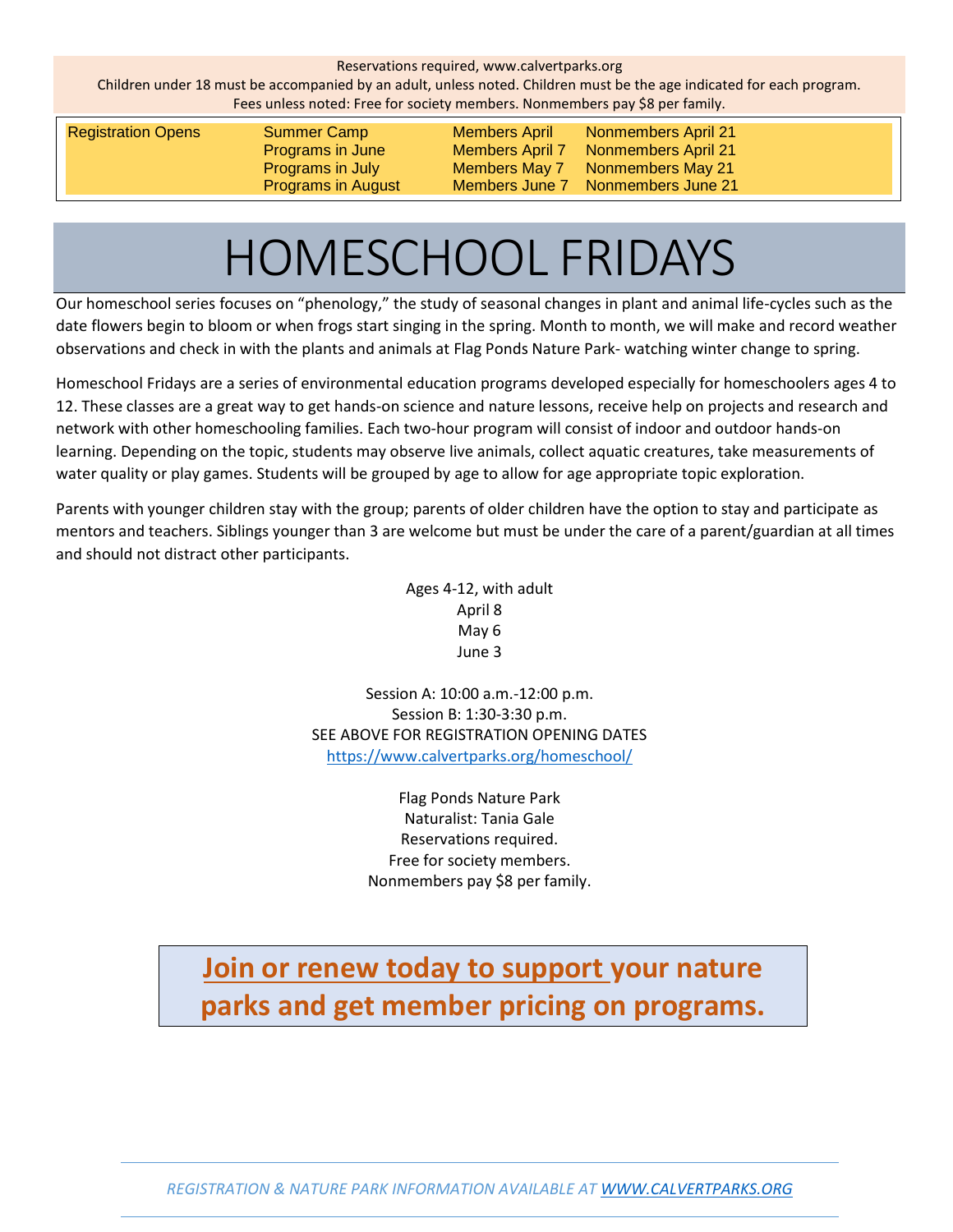Reservations required, www.calvertparks.org
Children under 18 must be accompanied by an adult, unless noted. Children must be the age indicated for each program.
Fees unless noted: Free for society members. Nonmembers pay $8 per family.

| Registration Opens | Summer Camp | Members April | Nonmembers April 21 |
|---|---|---|---|
| | Programs in June | Members April 7 | Nonmembers April 21 |
| | Programs in July | Members May 7 | Nonmembers May 21 |
| | Programs in August | Members June 7 | Nonmembers June 21 |

# HOMESCHOOL FRIDAYS

Our homeschool series focuses on "phenology," the study of seasonal changes in plant and animal life-cycles such as the date flowers begin to bloom or when frogs start singing in the spring. Month to month, we will make and record weather observations and check in with the plants and animals at Flag Ponds Nature Park- watching winter change to spring.

Homeschool Fridays are a series of environmental education programs developed especially for homeschoolers ages 4 to 12. These classes are a great way to get hands-on science and nature lessons, receive help on projects and research and network with other homeschooling families. Each two-hour program will consist of indoor and outdoor hands-on learning. Depending on the topic, students may observe live animals, collect aquatic creatures, take measurements of water quality or play games. Students will be grouped by age to allow for age appropriate topic exploration.

Parents with younger children stay with the group; parents of older children have the option to stay and participate as mentors and teachers. Siblings younger than 3 are welcome but must be under the care of a parent/guardian at all times and should not distract other participants.

Ages 4-12, with adult
April 8
May 6
June 3

Session A: 10:00 a.m.-12:00 p.m.
Session B: 1:30-3:30 p.m.
SEE ABOVE FOR REGISTRATION OPENING DATES
https://www.calvertparks.org/homeschool/

Flag Ponds Nature Park
Naturalist: Tania Gale
Reservations required.
Free for society members.
Nonmembers pay $8 per family.

**Join or renew today to support your nature parks and get member pricing on programs.**

*REGISTRATION & NATURE PARK INFORMATION AVAILABLE AT WWW.CALVERTPARKS.ORG*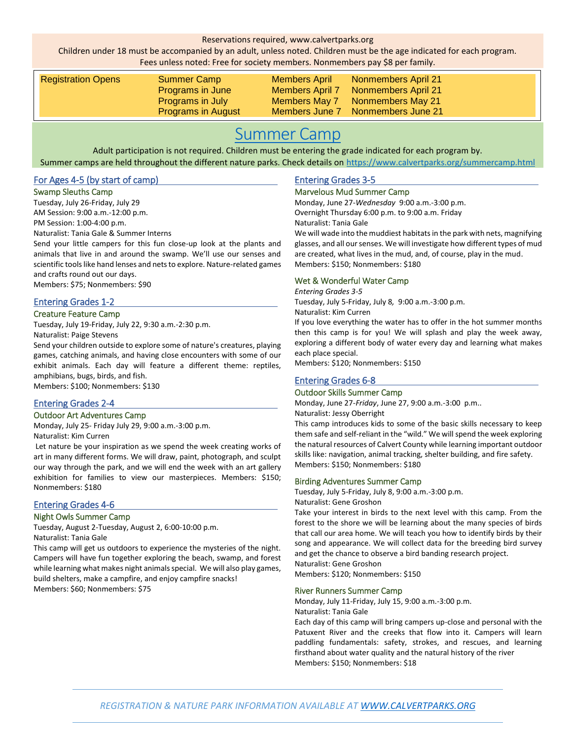Reservations required, www.calvertparks.org

Children under 18 must be accompanied by an adult, unless noted. Children must be the age indicated for each program.

Fees unless noted: Free for society members. Nonmembers pay $8 per family.

| | | | |
|---|---|---|---|
| Registration Opens | Summer Camp | Members April | Nonmembers April 21 |
| | Programs in June | Members April 7 | Nonmembers April 21 |
| | Programs in July | Members May 7 | Nonmembers May 21 |
| | Programs in August | Members June 7 | Nonmembers June 21 |

# Summer Camp

Adult participation is not required. Children must be entering the grade indicated for each program by.

Summer camps are held throughout the different nature parks. Check details on https://www.calvertparks.org/summercamp.html

## For Ages 4-5 (by start of camp)

### Swamp Sleuths Camp

Tuesday, July 26-Friday, July 29
AM Session: 9:00 a.m.-12:00 p.m.
PM Session: 1:00-4:00 p.m.
Naturalist: Tania Gale & Summer Interns

Send your little campers for this fun close-up look at the plants and animals that live in and around the swamp. We'll use our senses and scientific tools like hand lenses and nets to explore. Nature-related games and crafts round out our days.

Members: $75; Nonmembers: $90

## Entering Grades 1-2

### Creature Feature Camp

Tuesday, July 19-Friday, July 22, 9:30 a.m.-2:30 p.m.
Naturalist: Paige Stevens

Send your children outside to explore some of nature's creatures, playing games, catching animals, and having close encounters with some of our exhibit animals. Each day will feature a different theme: reptiles, amphibians, bugs, birds, and fish.

Members: $100; Nonmembers: $130

## Entering Grades 2-4

### Outdoor Art Adventures Camp

Monday, July 25- Friday July 29, 9:00 a.m.-3:00 p.m.
Naturalist: Kim Curren

Let nature be your inspiration as we spend the week creating works of art in many different forms. We will draw, paint, photograph, and sculpt our way through the park, and we will end the week with an art gallery exhibition for families to view our masterpieces. Members: $150; Nonmembers: $180

## Entering Grades 4-6

### Night Owls Summer Camp

Tuesday, August 2-Tuesday, August 2, 6:00-10:00 p.m.
Naturalist: Tania Gale

This camp will get us outdoors to experience the mysteries of the night. Campers will have fun together exploring the beach, swamp, and forest while learning what makes night animals special. We will also play games, build shelters, make a campfire, and enjoy campfire snacks!

Members: $60; Nonmembers: $75

## Entering Grades 3-5

### Marvelous Mud Summer Camp

Monday, June 27-*Wednesday* 9:00 a.m.-3:00 p.m.
Overnight Thursday 6:00 p.m. to 9:00 a.m. Friday
Naturalist: Tania Gale

We will wade into the muddiest habitats in the park with nets, magnifying glasses, and all our senses. We will investigate how different types of mud are created, what lives in the mud, and, of course, play in the mud.

Members: $150; Nonmembers: $180

### Wet & Wonderful Water Camp

*Entering Grades 3-5*
Tuesday, July 5-Friday, July 8*,* 9:00 a.m.-3:00 p.m.
Naturalist: Kim Curren

If you love everything the water has to offer in the hot summer months then this camp is for you! We will splash and play the week away, exploring a different body of water every day and learning what makes each place special.

Members: $120; Nonmembers: $150

## Entering Grades 6-8

### Outdoor Skills Summer Camp

Monday, June 27-*Friday*, June 27, 9:00 a.m.-3:00 p.m..
Naturalist: Jessy Oberright

This camp introduces kids to some of the basic skills necessary to keep them safe and self-reliant in the "wild." We will spend the week exploring the natural resources of Calvert County while learning important outdoor skills like: navigation, animal tracking, shelter building, and fire safety.

Members: $150; Nonmembers: $180

### Birding Adventures Summer Camp

Tuesday, July 5-Friday, July 8, 9:00 a.m.-3:00 p.m.
Naturalist: Gene Groshon

Take your interest in birds to the next level with this camp. From the forest to the shore we will be learning about the many species of birds that call our area home. We will teach you how to identify birds by their song and appearance. We will collect data for the breeding bird survey and get the chance to observe a bird banding research project.

Naturalist: Gene Groshon
Members: $120; Nonmembers: $150

### River Runners Summer Camp

Monday, July 11-Friday, July 15, 9:00 a.m.-3:00 p.m.
Naturalist: Tania Gale

Each day of this camp will bring campers up-close and personal with the Patuxent River and the creeks that flow into it. Campers will learn paddling fundamentals: safety, strokes, and rescues, and learning firsthand about water quality and the natural history of the river

Members: $150; Nonmembers: $18

*REGISTRATION & NATURE PARK INFORMATION AVAILABLE AT WWW.CALVERTPARKS.ORG*